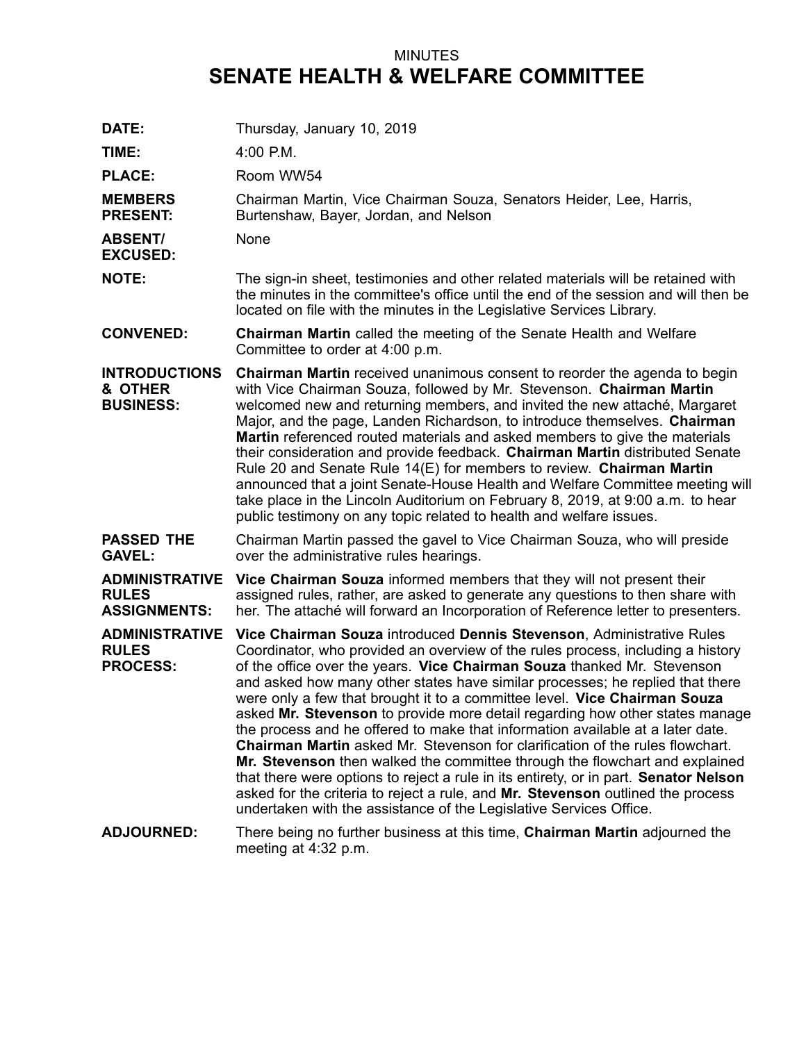MINUTES

# SENATE HEALTH & WELFARE COMMITTEE

**DATE:** Thursday, January 10, 2019

**TIME:** 4:00 P.M.

**PLACE:** Room WW54

**MEMBERS PRESENT:** Chairman Martin, Vice Chairman Souza, Senators Heider, Lee, Harris, Burtenshaw, Bayer, Jordan, and Nelson

**ABSENT/ EXCUSED:** None

**NOTE:** The sign-in sheet, testimonies and other related materials will be retained with the minutes in the committee's office until the end of the session and will then be located on file with the minutes in the Legislative Services Library.

**CONVENED:** **Chairman Martin** called the meeting of the Senate Health and Welfare Committee to order at 4:00 p.m.

**INTRODUCTIONS & OTHER BUSINESS:** **Chairman Martin** received unanimous consent to reorder the agenda to begin with Vice Chairman Souza, followed by Mr. Stevenson. **Chairman Martin** welcomed new and returning members, and invited the new attaché, Margaret Major, and the page, Landen Richardson, to introduce themselves. **Chairman Martin** referenced routed materials and asked members to give the materials their consideration and provide feedback. **Chairman Martin** distributed Senate Rule 20 and Senate Rule 14(E) for members to review. **Chairman Martin** announced that a joint Senate-House Health and Welfare Committee meeting will take place in the Lincoln Auditorium on February 8, 2019, at 9:00 a.m. to hear public testimony on any topic related to health and welfare issues.

**PASSED THE GAVEL:** Chairman Martin passed the gavel to Vice Chairman Souza, who will preside over the administrative rules hearings.

**ADMINISTRATIVE RULES ASSIGNMENTS:** **Vice Chairman Souza** informed members that they will not present their assigned rules, rather, are asked to generate any questions to then share with her. The attaché will forward an Incorporation of Reference letter to presenters.

**ADMINISTRATIVE RULES PROCESS:** **Vice Chairman Souza** introduced **Dennis Stevenson**, Administrative Rules Coordinator, who provided an overview of the rules process, including a history of the office over the years. **Vice Chairman Souza** thanked Mr. Stevenson and asked how many other states have similar processes; he replied that there were only a few that brought it to a committee level. **Vice Chairman Souza** asked **Mr. Stevenson** to provide more detail regarding how other states manage the process and he offered to make that information available at a later date. **Chairman Martin** asked Mr. Stevenson for clarification of the rules flowchart. **Mr. Stevenson** then walked the committee through the flowchart and explained that there were options to reject a rule in its entirety, or in part. **Senator Nelson** asked for the criteria to reject a rule, and **Mr. Stevenson** outlined the process undertaken with the assistance of the Legislative Services Office.

**ADJOURNED:** There being no further business at this time, **Chairman Martin** adjourned the meeting at 4:32 p.m.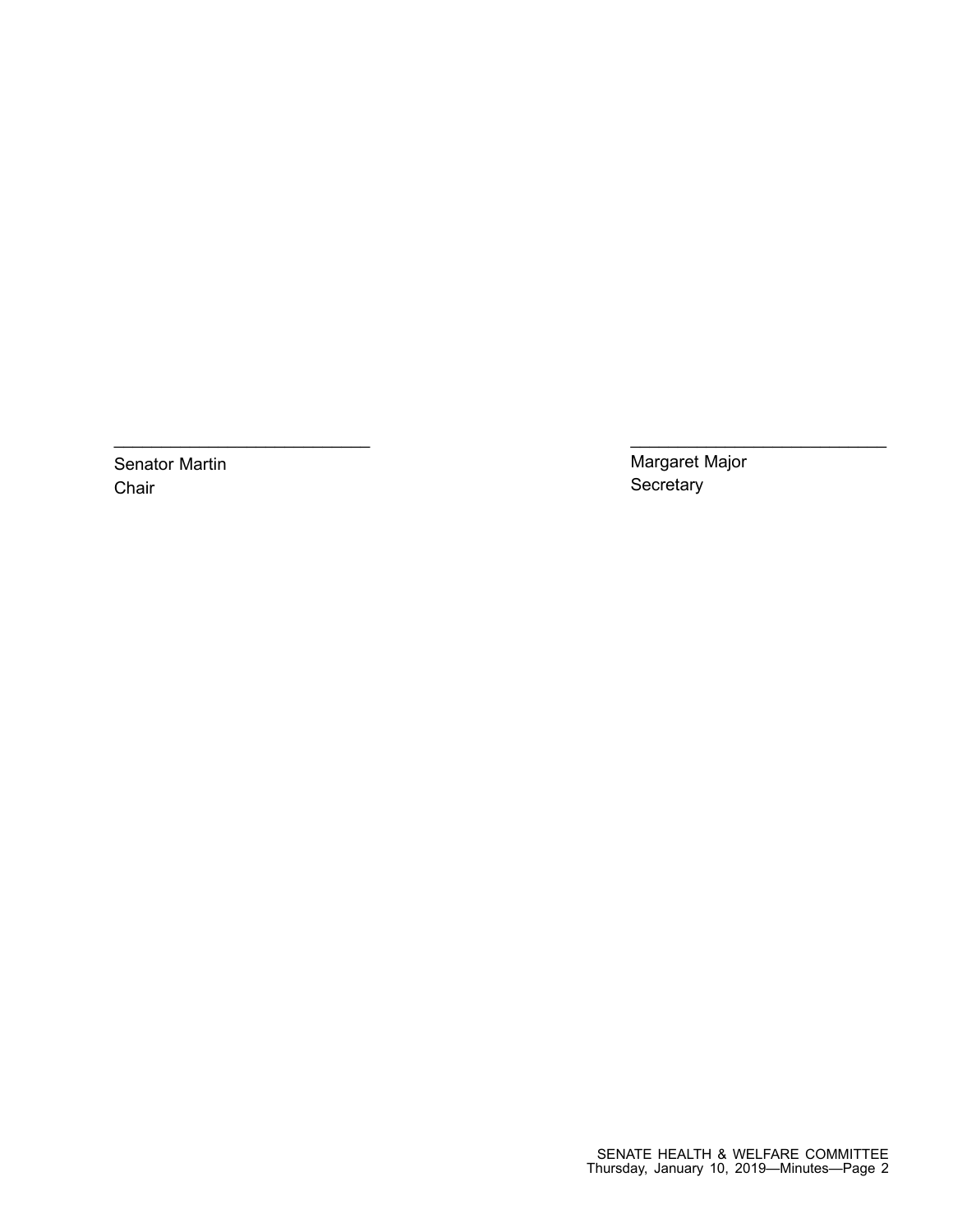___________________________
Senator Martin
Chair

___________________________
Margaret Major
Secretary